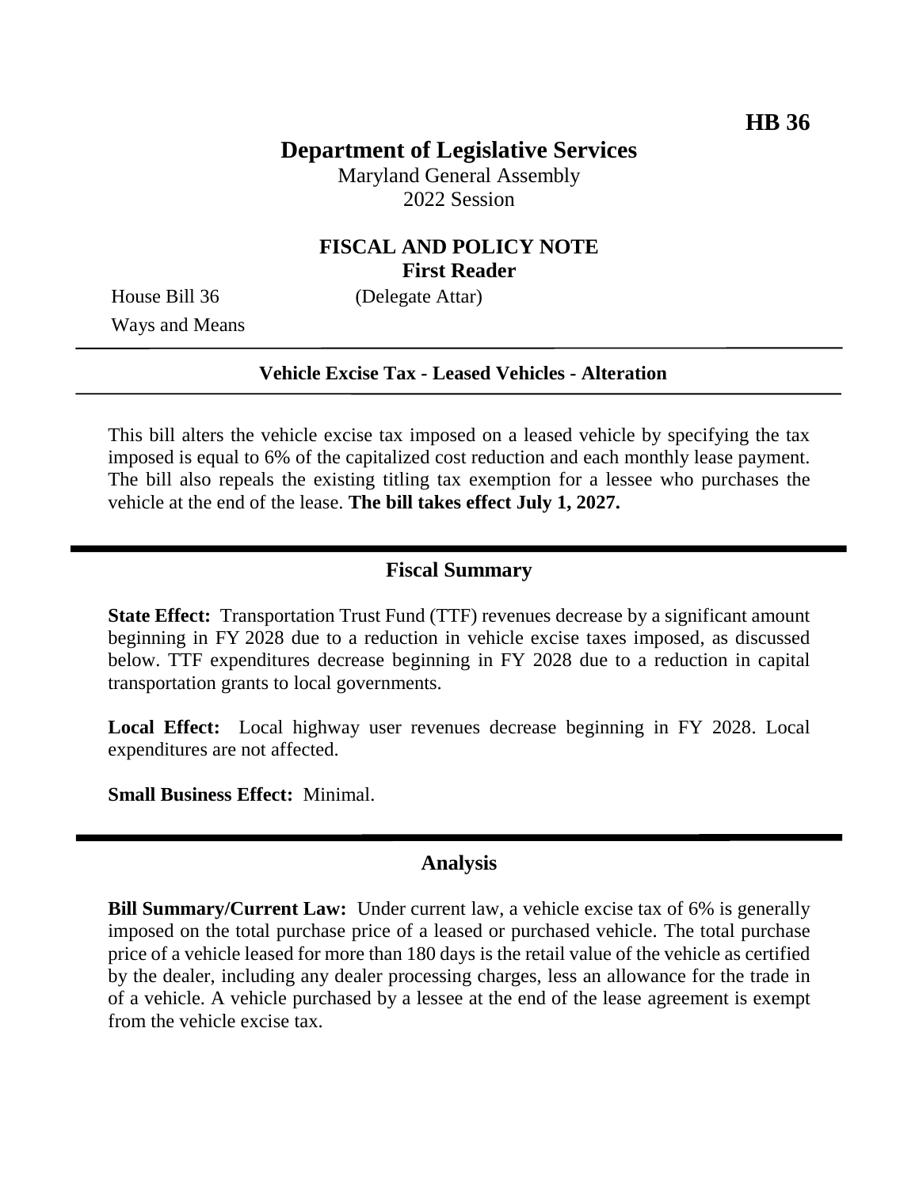**HB 36**

# Department of Legislative Services

Maryland General Assembly
2022 Session

## FISCAL AND POLICY NOTE
**First Reader**

House Bill 36 (Delegate Attar)
Ways and Means

---

**Vehicle Excise Tax - Leased Vehicles - Alteration**

---

This bill alters the vehicle excise tax imposed on a leased vehicle by specifying the tax imposed is equal to 6% of the capitalized cost reduction and each monthly lease payment. The bill also repeals the existing titling tax exemption for a lessee who purchases the vehicle at the end of the lease. **The bill takes effect July 1, 2027.**

## Fiscal Summary

**State Effect:** Transportation Trust Fund (TTF) revenues decrease by a significant amount beginning in FY 2028 due to a reduction in vehicle excise taxes imposed, as discussed below. TTF expenditures decrease beginning in FY 2028 due to a reduction in capital transportation grants to local governments.

**Local Effect:** Local highway user revenues decrease beginning in FY 2028. Local expenditures are not affected.

**Small Business Effect:** Minimal.

## Analysis

**Bill Summary/Current Law:** Under current law, a vehicle excise tax of 6% is generally imposed on the total purchase price of a leased or purchased vehicle. The total purchase price of a vehicle leased for more than 180 days is the retail value of the vehicle as certified by the dealer, including any dealer processing charges, less an allowance for the trade in of a vehicle. A vehicle purchased by a lessee at the end of the lease agreement is exempt from the vehicle excise tax.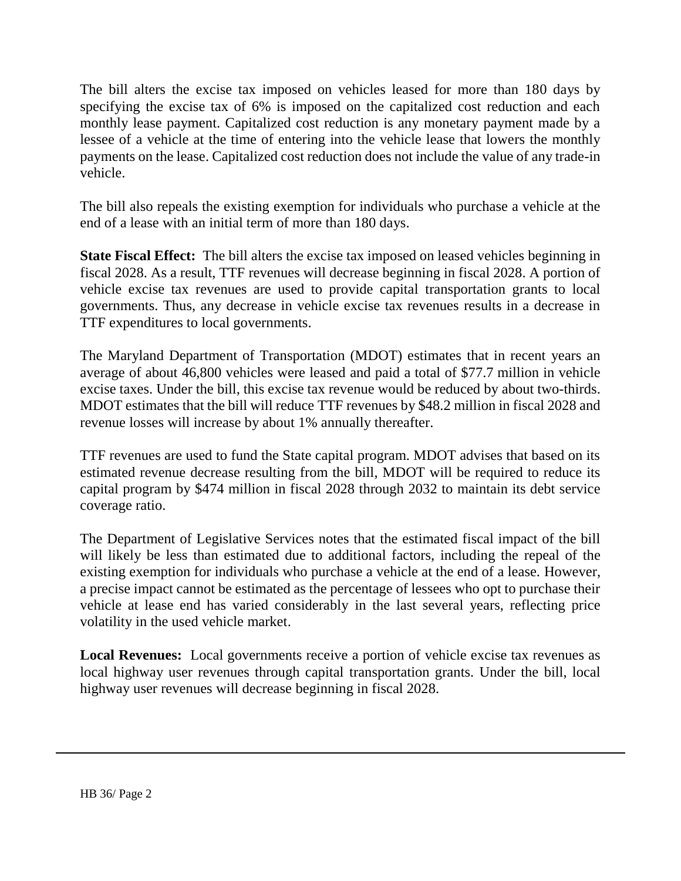The bill alters the excise tax imposed on vehicles leased for more than 180 days by specifying the excise tax of 6% is imposed on the capitalized cost reduction and each monthly lease payment. Capitalized cost reduction is any monetary payment made by a lessee of a vehicle at the time of entering into the vehicle lease that lowers the monthly payments on the lease. Capitalized cost reduction does not include the value of any trade-in vehicle.

The bill also repeals the existing exemption for individuals who purchase a vehicle at the end of a lease with an initial term of more than 180 days.

**State Fiscal Effect:** The bill alters the excise tax imposed on leased vehicles beginning in fiscal 2028. As a result, TTF revenues will decrease beginning in fiscal 2028. A portion of vehicle excise tax revenues are used to provide capital transportation grants to local governments. Thus, any decrease in vehicle excise tax revenues results in a decrease in TTF expenditures to local governments.

The Maryland Department of Transportation (MDOT) estimates that in recent years an average of about 46,800 vehicles were leased and paid a total of $77.7 million in vehicle excise taxes. Under the bill, this excise tax revenue would be reduced by about two-thirds. MDOT estimates that the bill will reduce TTF revenues by $48.2 million in fiscal 2028 and revenue losses will increase by about 1% annually thereafter.

TTF revenues are used to fund the State capital program. MDOT advises that based on its estimated revenue decrease resulting from the bill, MDOT will be required to reduce its capital program by $474 million in fiscal 2028 through 2032 to maintain its debt service coverage ratio.

The Department of Legislative Services notes that the estimated fiscal impact of the bill will likely be less than estimated due to additional factors, including the repeal of the existing exemption for individuals who purchase a vehicle at the end of a lease. However, a precise impact cannot be estimated as the percentage of lessees who opt to purchase their vehicle at lease end has varied considerably in the last several years, reflecting price volatility in the used vehicle market.

**Local Revenues:** Local governments receive a portion of vehicle excise tax revenues as local highway user revenues through capital transportation grants. Under the bill, local highway user revenues will decrease beginning in fiscal 2028.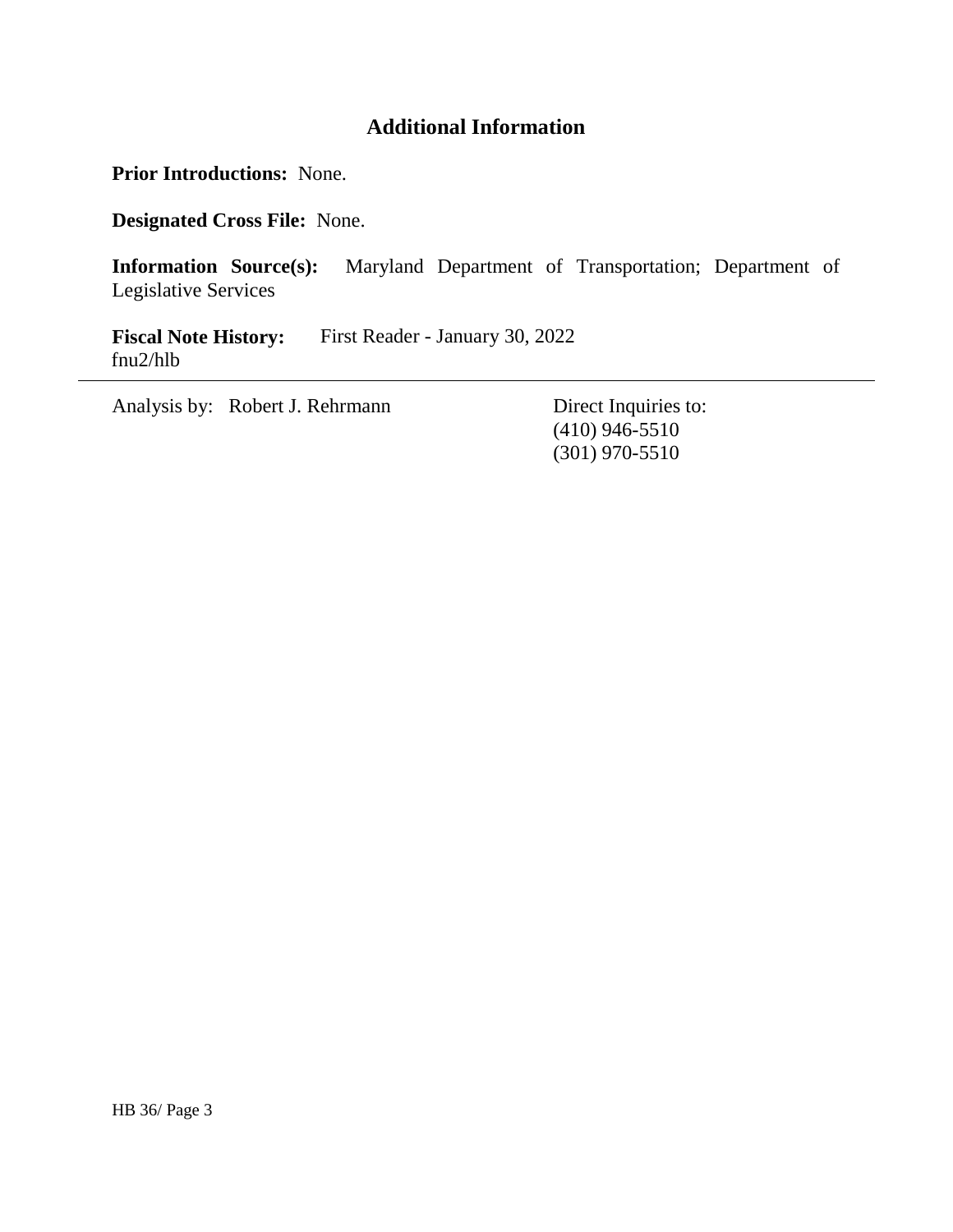## Additional Information

**Prior Introductions:** None.

**Designated Cross File:** None.

**Information Source(s):** Maryland Department of Transportation; Department of Legislative Services

**Fiscal Note History:** First Reader - January 30, 2022
fnu2/hlb

---

Analysis by: Robert J. Rehrmann

Direct Inquiries to:
(410) 946-5510
(301) 970-5510